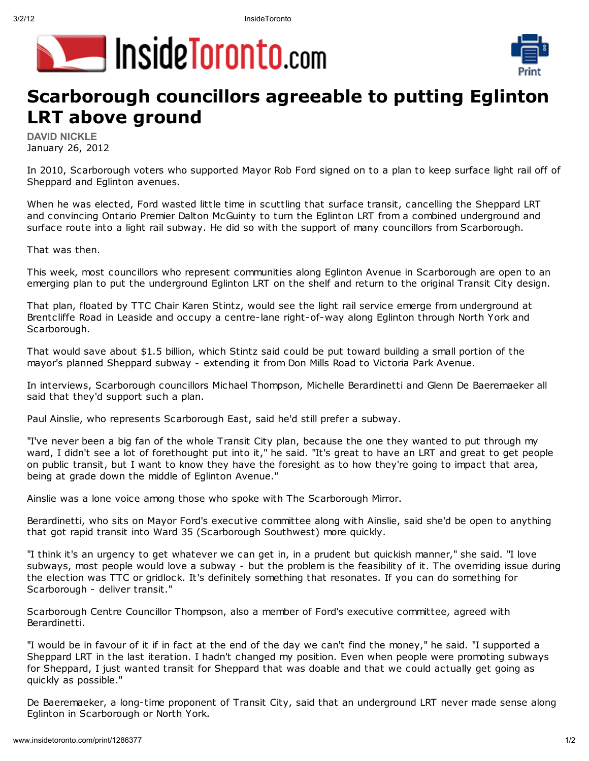# Scarborough councillors agreeable to putting Eglinton LRT above ground

**DAVID NICKLE**
January 26, 2012

In 2010, Scarborough voters who supported Mayor Rob Ford signed on to a plan to keep surface light rail off of Sheppard and Eglinton avenues.

When he was elected, Ford wasted little time in scuttling that surface transit, cancelling the Sheppard LRT and convincing Ontario Premier Dalton McGuinty to turn the Eglinton LRT from a combined underground and surface route into a light rail subway. He did so with the support of many councillors from Scarborough.

That was then.

This week, most councillors who represent communities along Eglinton Avenue in Scarborough are open to an emerging plan to put the underground Eglinton LRT on the shelf and return to the original Transit City design.

That plan, floated by TTC Chair Karen Stintz, would see the light rail service emerge from underground at Brentcliffe Road in Leaside and occupy a centre-lane right-of-way along Eglinton through North York and Scarborough.

That would save about $1.5 billion, which Stintz said could be put toward building a small portion of the mayor's planned Sheppard subway - extending it from Don Mills Road to Victoria Park Avenue.

In interviews, Scarborough councillors Michael Thompson, Michelle Berardinetti and Glenn De Baeremaeker all said that they'd support such a plan.

Paul Ainslie, who represents Scarborough East, said he'd still prefer a subway.

"I've never been a big fan of the whole Transit City plan, because the one they wanted to put through my ward, I didn't see a lot of forethought put into it," he said. "It's great to have an LRT and great to get people on public transit, but I want to know they have the foresight as to how they're going to impact that area, being at grade down the middle of Eglinton Avenue."

Ainslie was a lone voice among those who spoke with The Scarborough Mirror.

Berardinetti, who sits on Mayor Ford's executive committee along with Ainslie, said she'd be open to anything that got rapid transit into Ward 35 (Scarborough Southwest) more quickly.

"I think it's an urgency to get whatever we can get in, in a prudent but quickish manner," she said. "I love subways, most people would love a subway - but the problem is the feasibility of it. The overriding issue during the election was TTC or gridlock. It's definitely something that resonates. If you can do something for Scarborough - deliver transit."

Scarborough Centre Councillor Thompson, also a member of Ford's executive committee, agreed with Berardinetti.

"I would be in favour of it if in fact at the end of the day we can't find the money," he said. "I supported a Sheppard LRT in the last iteration. I hadn't changed my position. Even when people were promoting subways for Sheppard, I just wanted transit for Sheppard that was doable and that we could actually get going as quickly as possible."

De Baeremaeker, a long-time proponent of Transit City, said that an underground LRT never made sense along Eglinton in Scarborough or North York.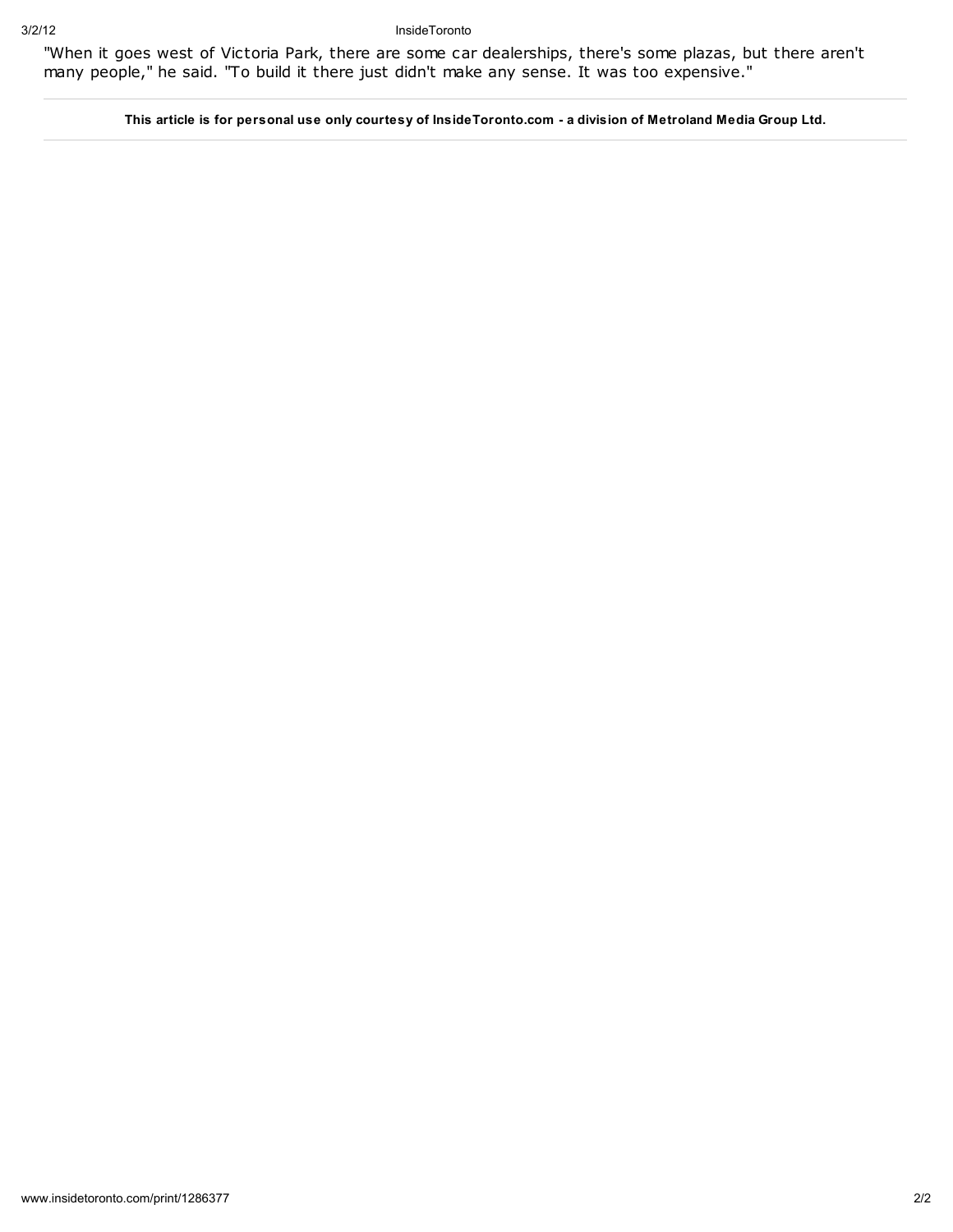"When it goes west of Victoria Park, there are some car dealerships, there's some plazas, but there aren't many people," he said. "To build it there just didn't make any sense. It was too expensive."

---

**This article is for personal use only courtesy of InsideToronto.com - a division of Metroland Media Group Ltd.**

---